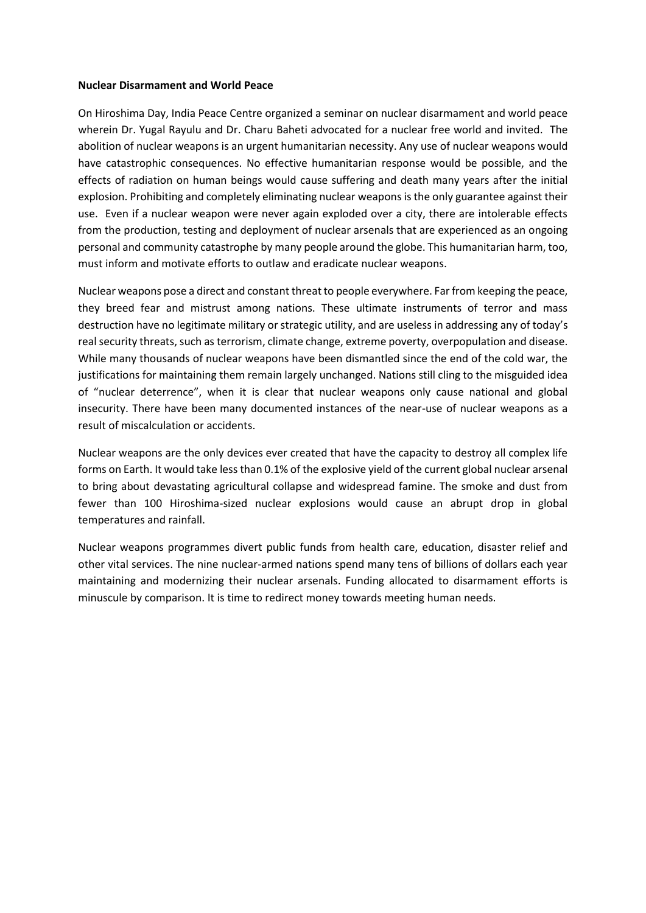**Nuclear Disarmament and World Peace**

On Hiroshima Day, India Peace Centre organized a seminar on nuclear disarmament and world peace wherein Dr. Yugal Rayulu and Dr. Charu Baheti advocated for a nuclear free world and invited. The abolition of nuclear weapons is an urgent humanitarian necessity. Any use of nuclear weapons would have catastrophic consequences. No effective humanitarian response would be possible, and the effects of radiation on human beings would cause suffering and death many years after the initial explosion. Prohibiting and completely eliminating nuclear weapons is the only guarantee against their use. Even if a nuclear weapon were never again exploded over a city, there are intolerable effects from the production, testing and deployment of nuclear arsenals that are experienced as an ongoing personal and community catastrophe by many people around the globe. This humanitarian harm, too, must inform and motivate efforts to outlaw and eradicate nuclear weapons.

Nuclear weapons pose a direct and constant threat to people everywhere. Far from keeping the peace, they breed fear and mistrust among nations. These ultimate instruments of terror and mass destruction have no legitimate military or strategic utility, and are useless in addressing any of today's real security threats, such as terrorism, climate change, extreme poverty, overpopulation and disease. While many thousands of nuclear weapons have been dismantled since the end of the cold war, the justifications for maintaining them remain largely unchanged. Nations still cling to the misguided idea of "nuclear deterrence", when it is clear that nuclear weapons only cause national and global insecurity. There have been many documented instances of the near-use of nuclear weapons as a result of miscalculation or accidents.

Nuclear weapons are the only devices ever created that have the capacity to destroy all complex life forms on Earth. It would take less than 0.1% of the explosive yield of the current global nuclear arsenal to bring about devastating agricultural collapse and widespread famine. The smoke and dust from fewer than 100 Hiroshima-sized nuclear explosions would cause an abrupt drop in global temperatures and rainfall.

Nuclear weapons programmes divert public funds from health care, education, disaster relief and other vital services. The nine nuclear-armed nations spend many tens of billions of dollars each year maintaining and modernizing their nuclear arsenals. Funding allocated to disarmament efforts is minuscule by comparison. It is time to redirect money towards meeting human needs.